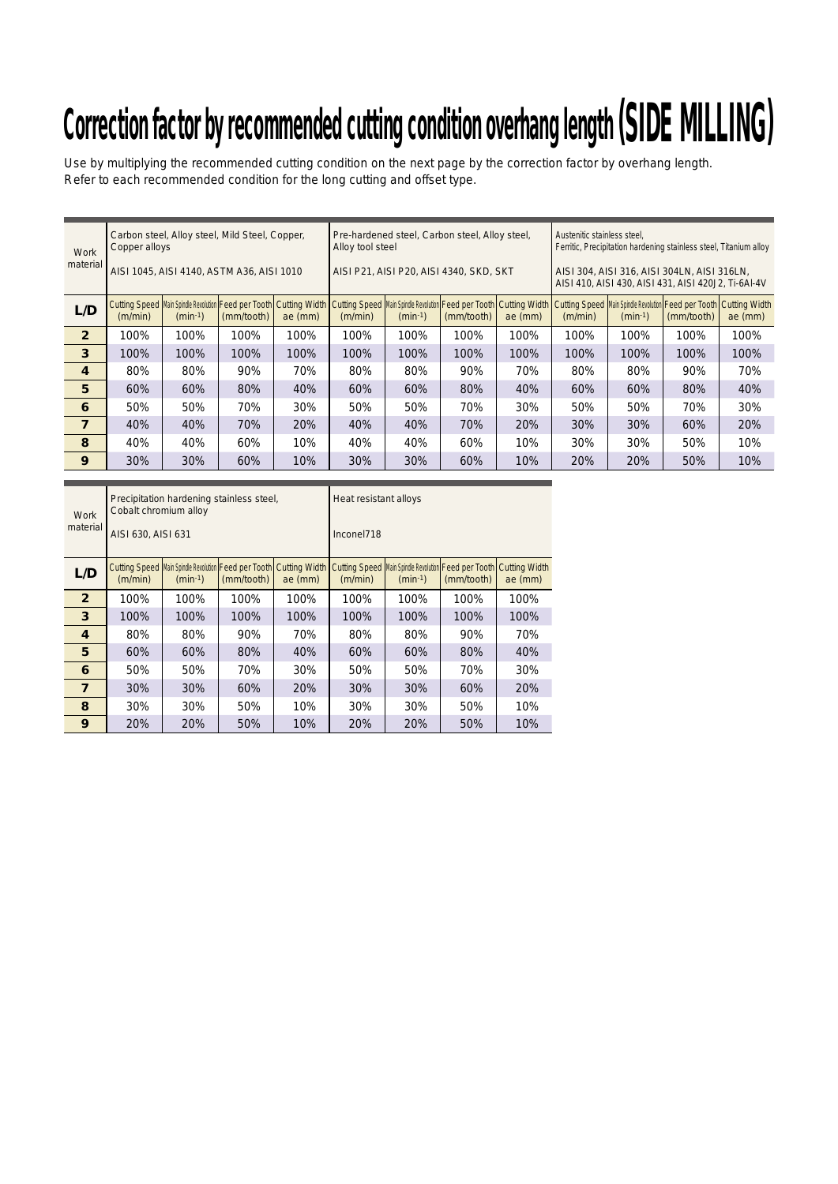# Correction factor by recommended cutting condition overhang length (SIDE MILLING)

Use by multiplying the recommended cutting condition on the next page by the correction factor by overhang length.
Refer to each recommended condition for the long cutting and offset type.

| Work material | Carbon steel, Alloy steel, Mild Steel, Copper, Copper alloys<br>AISI 1045, AISI 4140, ASTM A36, AISI 1010 | | | | Pre-hardened steel, Carbon steel, Alloy steel, Alloy tool steel<br>AISI P21, AISI P20, AISI 4340, SKD, SKT | | | | Austenitic stainless steel, Ferritic, Precipitation hardening stainless steel, Titanium alloy<br>AISI 304, AISI 316, AISI 304LN, AISI 316LN, AISI 410, AISI 430, AISI 431, AISI 420J2, Ti-6Al-4V | | | |
|---|---|---|---|---|---|---|---|---|---|---|---|---|
| **L/D** | Cutting Speed (m/min) | Main Spindle Revolution ($min^{-1}$) | Feed per Tooth (mm/tooth) | Cutting Width ae (mm) | Cutting Speed (m/min) | Main Spindle Revolution ($min^{-1}$) | Feed per Tooth (mm/tooth) | Cutting Width ae (mm) | Cutting Speed (m/min) | Main Spindle Revolution ($min^{-1}$) | Feed per Tooth (mm/tooth) | Cutting Width ae (mm) |
| **2** | 100% | 100% | 100% | 100% | 100% | 100% | 100% | 100% | 100% | 100% | 100% | 100% |
| **3** | 100% | 100% | 100% | 100% | 100% | 100% | 100% | 100% | 100% | 100% | 100% | 100% |
| **4** | 80% | 80% | 90% | 70% | 80% | 80% | 90% | 70% | 80% | 80% | 90% | 70% |
| **5** | 60% | 60% | 80% | 40% | 60% | 60% | 80% | 40% | 60% | 60% | 80% | 40% |
| **6** | 50% | 50% | 70% | 30% | 50% | 50% | 70% | 30% | 50% | 50% | 70% | 30% |
| **7** | 40% | 40% | 70% | 20% | 40% | 40% | 70% | 20% | 30% | 30% | 60% | 20% |
| **8** | 40% | 40% | 60% | 10% | 40% | 40% | 60% | 10% | 30% | 30% | 50% | 10% |
| **9** | 30% | 30% | 60% | 10% | 30% | 30% | 60% | 10% | 20% | 20% | 50% | 10% |

| Work material | Precipitation hardening stainless steel, Cobalt chromium alloy<br>AISI 630, AISI 631 | | | | Heat resistant alloys<br>Inconel718 | | | |
|---|---|---|---|---|---|---|---|---|
| **L/D** | Cutting Speed (m/min) | Main Spindle Revolution ($min^{-1}$) | Feed per Tooth (mm/tooth) | Cutting Width ae (mm) | Cutting Speed (m/min) | Main Spindle Revolution ($min^{-1}$) | Feed per Tooth (mm/tooth) | Cutting Width ae (mm) |
| **2** | 100% | 100% | 100% | 100% | 100% | 100% | 100% | 100% |
| **3** | 100% | 100% | 100% | 100% | 100% | 100% | 100% | 100% |
| **4** | 80% | 80% | 90% | 70% | 80% | 80% | 90% | 70% |
| **5** | 60% | 60% | 80% | 40% | 60% | 60% | 80% | 40% |
| **6** | 50% | 50% | 70% | 30% | 50% | 50% | 70% | 30% |
| **7** | 30% | 30% | 60% | 20% | 30% | 30% | 60% | 20% |
| **8** | 30% | 30% | 50% | 10% | 30% | 30% | 50% | 10% |
| **9** | 20% | 20% | 50% | 10% | 20% | 20% | 50% | 10% |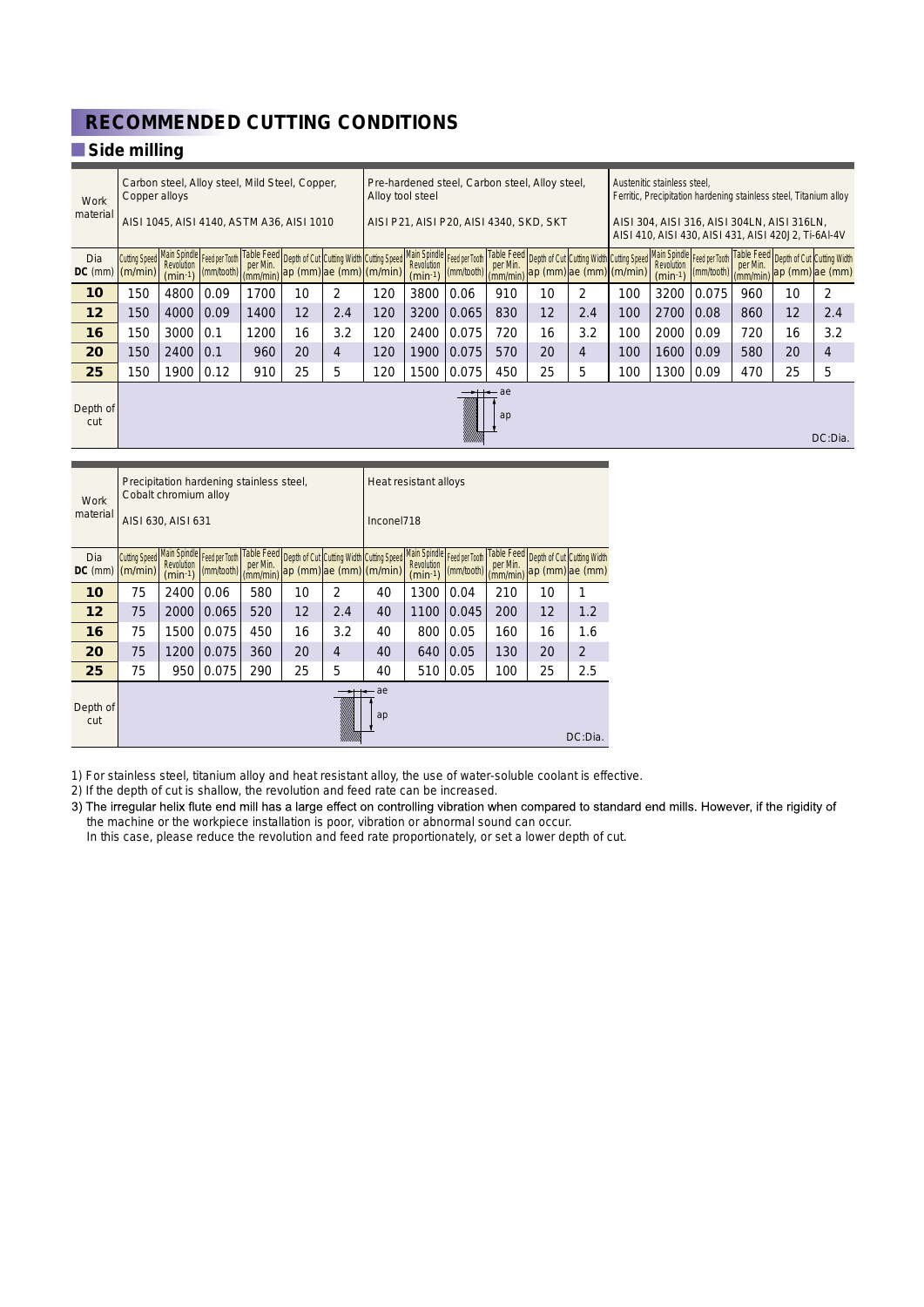# RECOMMENDED CUTTING CONDITIONS

## Side milling

| Work material | Carbon steel, Alloy steel, Mild Steel, Copper, Copper alloys<br>AISI 1045, AISI 4140, ASTM A36, AISI 1010 | | | | | | Pre-hardened steel, Carbon steel, Alloy steel, Alloy tool steel<br>AISI P21, AISI P20, AISI 4340, SKD, SKT | | | | | | Austenitic stainless steel, Ferritic, Precipitation hardening stainless steel, Titanium alloy<br>AISI 304, AISI 316, AISI 304LN, AISI 316LN, AISI 410, AISI 430, AISI 431, AISI 420J2, Ti-6Al-4V | | | | | |
|---|---|---|---|---|---|---|---|---|---|---|---|---|---|---|---|---|---|---|
| Dia DC (mm) | Cutting Speed (m/min) | Main Spindle Revolution ($min^{-1}$) | Feed per Tooth (mm/tooth) | Table Feed per Min. (mm/min) | Depth of Cut ap (mm) | Cutting Width ae (mm) | Cutting Speed (m/min) | Main Spindle Revolution ($min^{-1}$) | Feed per Tooth (mm/tooth) | Table Feed per Min. (mm/min) | Depth of Cut ap (mm) | Cutting Width ae (mm) | Cutting Speed (m/min) | Main Spindle Revolution ($min^{-1}$) | Feed per Tooth (mm/tooth) | Table Feed per Min. (mm/min) | Depth of Cut ap (mm) | Cutting Width ae (mm) |
| **10** | 150 | 4800 | 0.09 | 1700 | 10 | 2 | 120 | 3800 | 0.06 | 910 | 10 | 2 | 100 | 3200 | 0.075 | 960 | 10 | 2 |
| **12** | 150 | 4000 | 0.09 | 1400 | 12 | 2.4 | 120 | 3200 | 0.065 | 830 | 12 | 2.4 | 100 | 2700 | 0.08 | 860 | 12 | 2.4 |
| **16** | 150 | 3000 | 0.1 | 1200 | 16 | 3.2 | 120 | 2400 | 0.075 | 720 | 16 | 3.2 | 100 | 2000 | 0.09 | 720 | 16 | 3.2 |
| **20** | 150 | 2400 | 0.1 | 960 | 20 | 4 | 120 | 1900 | 0.075 | 570 | 20 | 4 | 100 | 1600 | 0.09 | 580 | 20 | 4 |
| **25** | 150 | 1900 | 0.12 | 910 | 25 | 5 | 120 | 1500 | 0.075 | 450 | 25 | 5 | 100 | 1300 | 0.09 | 470 | 25 | 5 |
| Depth of cut | ae, ap — DC:Dia. | | | | | | | | | | | | | | | | | |

| Work material | Precipitation hardening stainless steel, Cobalt chromium alloy<br>AISI 630, AISI 631 | | | | | | Heat resistant alloys<br>Inconel718 | | | | | |
|---|---|---|---|---|---|---|---|---|---|---|---|---|
| Dia DC (mm) | Cutting Speed (m/min) | Main Spindle Revolution ($min^{-1}$) | Feed per Tooth (mm/tooth) | Table Feed per Min. (mm/min) | Depth of Cut ap (mm) | Cutting Width ae (mm) | Cutting Speed (m/min) | Main Spindle Revolution ($min^{-1}$) | Feed per Tooth (mm/tooth) | Table Feed per Min. (mm/min) | Depth of Cut ap (mm) | Cutting Width ae (mm) |
| **10** | 75 | 2400 | 0.06 | 580 | 10 | 2 | 40 | 1300 | 0.04 | 210 | 10 | 1 |
| **12** | 75 | 2000 | 0.065 | 520 | 12 | 2.4 | 40 | 1100 | 0.045 | 200 | 12 | 1.2 |
| **16** | 75 | 1500 | 0.075 | 450 | 16 | 3.2 | 40 | 800 | 0.05 | 160 | 16 | 1.6 |
| **20** | 75 | 1200 | 0.075 | 360 | 20 | 4 | 40 | 640 | 0.05 | 130 | 20 | 2 |
| **25** | 75 | 950 | 0.075 | 290 | 25 | 5 | 40 | 510 | 0.05 | 100 | 25 | 2.5 |
| Depth of cut | ae, ap — DC:Dia. | | | | | | | | | | | |

1) For stainless steel, titanium alloy and heat resistant alloy, the use of water-soluble coolant is effective.
2) If the depth of cut is shallow, the revolution and feed rate can be increased.
3) The irregular helix flute end mill has a large effect on controlling vibration when compared to standard end mills. However, if the rigidity of the machine or the workpiece installation is poor, vibration or abnormal sound can occur.
In this case, please reduce the revolution and feed rate proportionately, or set a lower depth of cut.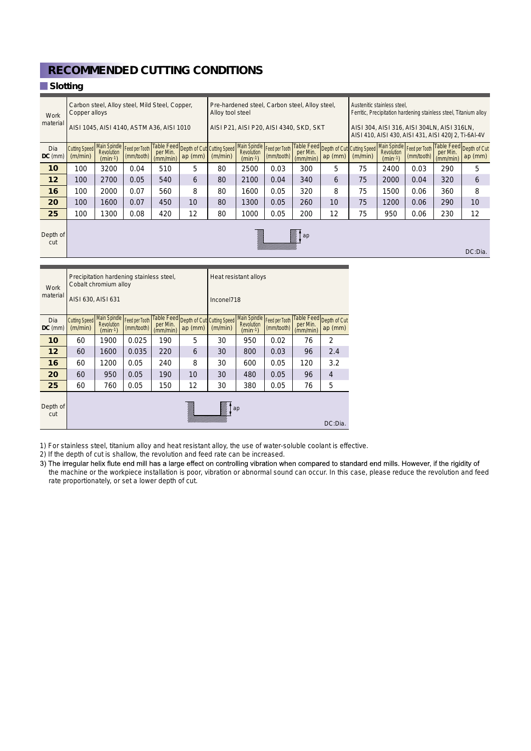# RECOMMENDED CUTTING CONDITIONS

## Slotting

| Work material | Carbon steel, Alloy steel, Mild Steel, Copper, Copper alloys<br>AISI 1045, AISI 4140, ASTM A36, AISI 1010 | | | | | Pre-hardened steel, Carbon steel, Alloy steel, Alloy tool steel<br>AISI P21, AISI P20, AISI 4340, SKD, SKT | | | | | Austenitic stainless steel, Ferritic, Precipitation hardening stainless steel, Titanium alloy<br>AISI 304, AISI 316, AISI 304LN, AISI 316LN, AISI 410, AISI 430, AISI 431, AISI 420J2, Ti-6Al-4V | | | | |
|---|---|---|---|---|---|---|---|---|---|---|---|---|---|---|---|
| Dia DC (mm) | Cutting Speed (m/min) | Main Spindle Revolution (min-1) | Feed per Tooth (mm/tooth) | Table Feed per Min. (mm/min) | Depth of Cut ap (mm) | Cutting Speed (m/min) | Main Spindle Revolution (min-1) | Feed per Tooth (mm/tooth) | Table Feed per Min. (mm/min) | Depth of Cut ap (mm) | Cutting Speed (m/min) | Main Spindle Revolution (min-1) | Feed per Tooth (mm/tooth) | Table Feed per Min. (mm/min) | Depth of Cut ap (mm) |
| **10** | 100 | 3200 | 0.04 | 510 | 5 | 80 | 2500 | 0.03 | 300 | 5 | 75 | 2400 | 0.03 | 290 | 5 |
| **12** | 100 | 2700 | 0.05 | 540 | 6 | 80 | 2100 | 0.04 | 340 | 6 | 75 | 2000 | 0.04 | 320 | 6 |
| **16** | 100 | 2000 | 0.07 | 560 | 8 | 80 | 1600 | 0.05 | 320 | 8 | 75 | 1500 | 0.06 | 360 | 8 |
| **20** | 100 | 1600 | 0.07 | 450 | 10 | 80 | 1300 | 0.05 | 260 | 10 | 75 | 1200 | 0.06 | 290 | 10 |
| **25** | 100 | 1300 | 0.08 | 420 | 12 | 80 | 1000 | 0.05 | 200 | 12 | 75 | 950 | 0.06 | 230 | 12 |
| Depth of cut | ap<br>DC:Dia. | | | | | | | | | | | | | | |

| Work material | Precipitation hardening stainless steel, Cobalt chromium alloy<br>AISI 630, AISI 631 | | | | | Heat resistant alloys<br>Inconel718 | | | | |
|---|---|---|---|---|---|---|---|---|---|---|
| Dia DC (mm) | Cutting Speed (m/min) | Main Spindle Revolution (min-1) | Feed per Tooth (mm/tooth) | Table Feed per Min. (mm/min) | Depth of Cut ap (mm) | Cutting Speed (m/min) | Main Spindle Revolution (min-1) | Feed per Tooth (mm/tooth) | Table Feed per Min. (mm/min) | Depth of Cut ap (mm) |
| **10** | 60 | 1900 | 0.025 | 190 | 5 | 30 | 950 | 0.02 | 76 | 2 |
| **12** | 60 | 1600 | 0.035 | 220 | 6 | 30 | 800 | 0.03 | 96 | 2.4 |
| **16** | 60 | 1200 | 0.05 | 240 | 8 | 30 | 600 | 0.05 | 120 | 3.2 |
| **20** | 60 | 950 | 0.05 | 190 | 10 | 30 | 480 | 0.05 | 96 | 4 |
| **25** | 60 | 760 | 0.05 | 150 | 12 | 30 | 380 | 0.05 | 76 | 5 |
| Depth of cut | ap<br>DC:Dia. | | | | | | | | | |

1) For stainless steel, titanium alloy and heat resistant alloy, the use of water-soluble coolant is effective.
2) If the depth of cut is shallow, the revolution and feed rate can be increased.
3) The irregular helix flute end mill has a large effect on controlling vibration when compared to standard end mills. However, if the rigidity of the machine or the workpiece installation is poor, vibration or abnormal sound can occur. In this case, please reduce the revolution and feed rate proportionately, or set a lower depth of cut.